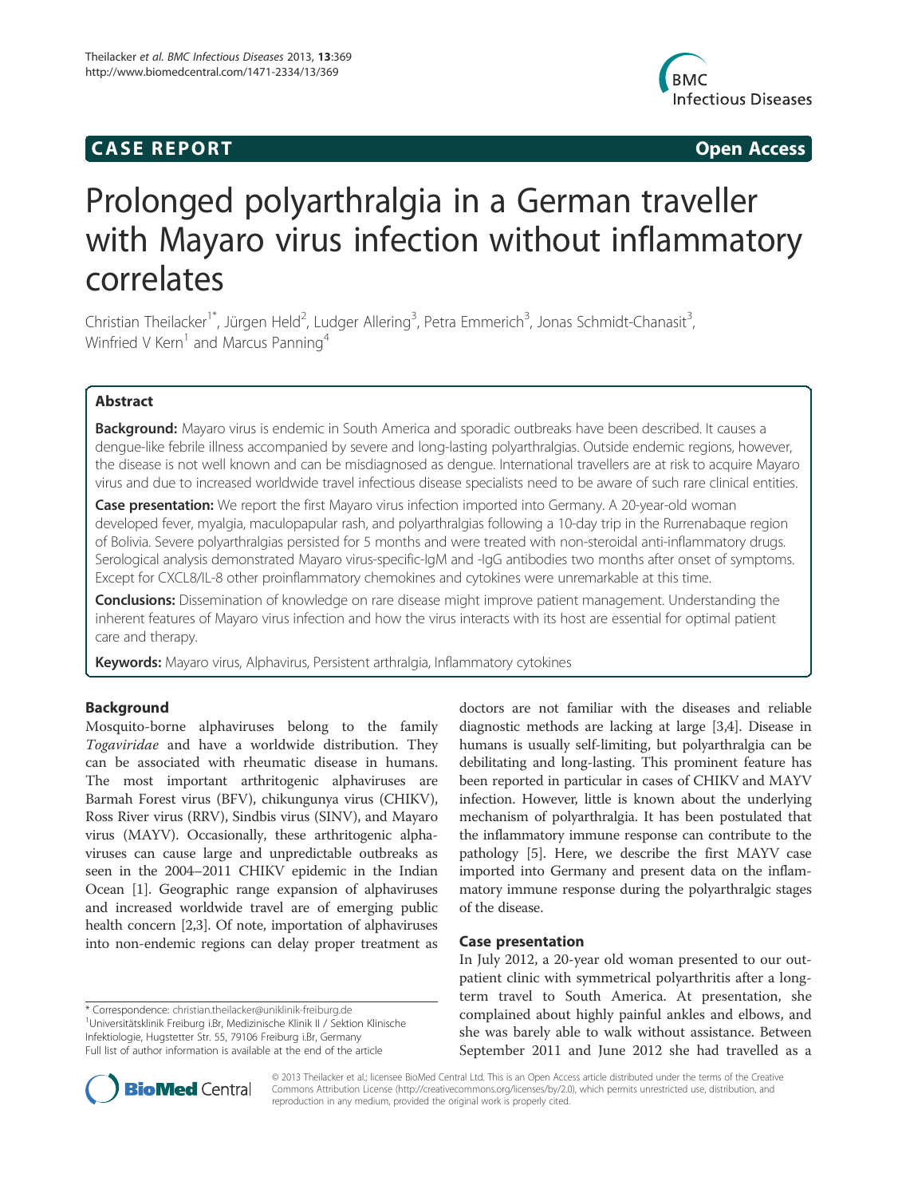**CASE REPORT** **Open Access**

# Prolonged polyarthralgia in a German traveller with Mayaro virus infection without inflammatory correlates

Christian Theilacker[1*], Jürgen Held[2], Ludger Allering[3], Petra Emmerich[3], Jonas Schmidt-Chanasit[3], Winfried V Kern[1] and Marcus Panning[4]

## Abstract

**Background:** Mayaro virus is endemic in South America and sporadic outbreaks have been described. It causes a dengue-like febrile illness accompanied by severe and long-lasting polyarthralgias. Outside endemic regions, however, the disease is not well known and can be misdiagnosed as dengue. International travellers are at risk to acquire Mayaro virus and due to increased worldwide travel infectious disease specialists need to be aware of such rare clinical entities.

**Case presentation:** We report the first Mayaro virus infection imported into Germany. A 20-year-old woman developed fever, myalgia, maculopapular rash, and polyarthralgias following a 10-day trip in the Rurrenabaque region of Bolivia. Severe polyarthralgias persisted for 5 months and were treated with non-steroidal anti-inflammatory drugs. Serological analysis demonstrated Mayaro virus-specific-IgM and -IgG antibodies two months after onset of symptoms. Except for CXCL8/IL-8 other proinflammatory chemokines and cytokines were unremarkable at this time.

**Conclusions:** Dissemination of knowledge on rare disease might improve patient management. Understanding the inherent features of Mayaro virus infection and how the virus interacts with its host are essential for optimal patient care and therapy.

**Keywords:** Mayaro virus, Alphavirus, Persistent arthralgia, Inflammatory cytokines

## Background

Mosquito-borne alphaviruses belong to the family *Togaviridae* and have a worldwide distribution. They can be associated with rheumatic disease in humans. The most important arthritogenic alphaviruses are Barmah Forest virus (BFV), chikungunya virus (CHIKV), Ross River virus (RRV), Sindbis virus (SINV), and Mayaro virus (MAYV). Occasionally, these arthritogenic alphaviruses can cause large and unpredictable outbreaks as seen in the 2004–2011 CHIKV epidemic in the Indian Ocean [1]. Geographic range expansion of alphaviruses and increased worldwide travel are of emerging public health concern [2,3]. Of note, importation of alphaviruses into non-endemic regions can delay proper treatment as doctors are not familiar with the diseases and reliable diagnostic methods are lacking at large [3,4]. Disease in humans is usually self-limiting, but polyarthralgia can be debilitating and long-lasting. This prominent feature has been reported in particular in cases of CHIKV and MAYV infection. However, little is known about the underlying mechanism of polyarthralgia. It has been postulated that the inflammatory immune response can contribute to the pathology [5]. Here, we describe the first MAYV case imported into Germany and present data on the inflammatory immune response during the polyarthralgic stages of the disease.

## Case presentation

In July 2012, a 20-year old woman presented to our outpatient clinic with symmetrical polyarthritis after a long-term travel to South America. At presentation, she complained about highly painful ankles and elbows, and she was barely able to walk without assistance. Between September 2011 and June 2012 she had travelled as a

\* Correspondence: christian.theilacker@uniklinik-freiburg.de
[1]Universitätsklinik Freiburg i.Br, Medizinische Klinik II / Sektion Klinische Infektiologie, Hugstetter Str. 55, 79106 Freiburg i.Br, Germany
Full list of author information is available at the end of the article

© 2013 Theilacker et al.; licensee BioMed Central Ltd. This is an Open Access article distributed under the terms of the Creative Commons Attribution License (http://creativecommons.org/licenses/by/2.0), which permits unrestricted use, distribution, and reproduction in any medium, provided the original work is properly cited.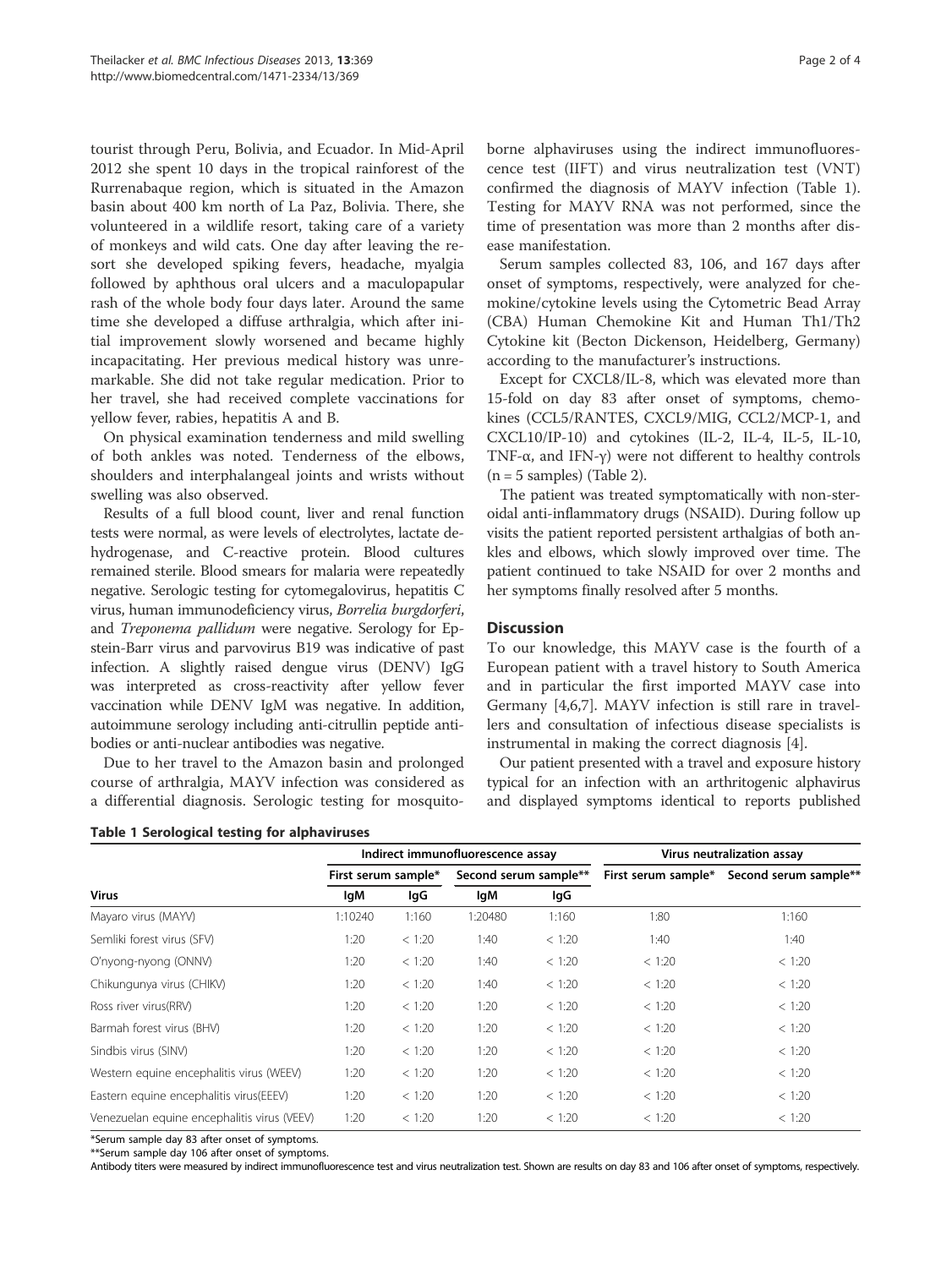tourist through Peru, Bolivia, and Ecuador. In Mid-April 2012 she spent 10 days in the tropical rainforest of the Rurrenabaque region, which is situated in the Amazon basin about 400 km north of La Paz, Bolivia. There, she volunteered in a wildlife resort, taking care of a variety of monkeys and wild cats. One day after leaving the resort she developed spiking fevers, headache, myalgia followed by aphthous oral ulcers and a maculopapular rash of the whole body four days later. Around the same time she developed a diffuse arthralgia, which after initial improvement slowly worsened and became highly incapacitating. Her previous medical history was unremarkable. She did not take regular medication. Prior to her travel, she had received complete vaccinations for yellow fever, rabies, hepatitis A and B.

On physical examination tenderness and mild swelling of both ankles was noted. Tenderness of the elbows, shoulders and interphalangeal joints and wrists without swelling was also observed.

Results of a full blood count, liver and renal function tests were normal, as were levels of electrolytes, lactate dehydrogenase, and C-reactive protein. Blood cultures remained sterile. Blood smears for malaria were repeatedly negative. Serologic testing for cytomegalovirus, hepatitis C virus, human immunodeficiency virus, *Borrelia burgdorferi*, and *Treponema pallidum* were negative. Serology for Epstein-Barr virus and parvovirus B19 was indicative of past infection. A slightly raised dengue virus (DENV) IgG was interpreted as cross-reactivity after yellow fever vaccination while DENV IgM was negative. In addition, autoimmune serology including anti-citrullin peptide antibodies or anti-nuclear antibodies was negative.

Due to her travel to the Amazon basin and prolonged course of arthralgia, MAYV infection was considered as a differential diagnosis. Serologic testing for mosquito-borne alphaviruses using the indirect immunofluorescence test (IIFT) and virus neutralization test (VNT) confirmed the diagnosis of MAYV infection (Table 1). Testing for MAYV RNA was not performed, since the time of presentation was more than 2 months after disease manifestation.

Serum samples collected 83, 106, and 167 days after onset of symptoms, respectively, were analyzed for chemokine/cytokine levels using the Cytometric Bead Array (CBA) Human Chemokine Kit and Human Th1/Th2 Cytokine kit (Becton Dickenson, Heidelberg, Germany) according to the manufacturer's instructions.

Except for CXCL8/IL-8, which was elevated more than 15-fold on day 83 after onset of symptoms, chemokines (CCL5/RANTES, CXCL9/MIG, CCL2/MCP-1, and CXCL10/IP-10) and cytokines (IL-2, IL-4, IL-5, IL-10, TNF-α, and IFN-γ) were not different to healthy controls (n = 5 samples) (Table 2).

The patient was treated symptomatically with non-steroidal anti-inflammatory drugs (NSAID). During follow up visits the patient reported persistent arthalgias of both ankles and elbows, which slowly improved over time. The patient continued to take NSAID for over 2 months and her symptoms finally resolved after 5 months.

## Discussion

To our knowledge, this MAYV case is the fourth of a European patient with a travel history to South America and in particular the first imported MAYV case into Germany [4,6,7]. MAYV infection is still rare in travellers and consultation of infectious disease specialists is instrumental in making the correct diagnosis [4].

Our patient presented with a travel and exposure history typical for an infection with an arthritogenic alphavirus and displayed symptoms identical to reports published

**Table 1 Serological testing for alphaviruses**

| | Indirect immunofluorescence assay | | | | Virus neutralization assay | |
|---|---|---|---|---|---|---|
| | First serum sample* | | Second serum sample** | | First serum sample* | Second serum sample** |
| Virus | IgM | IgG | IgM | IgG | | |
| Mayaro virus (MAYV) | 1:10240 | 1:160 | 1:20480 | 1:160 | 1:80 | 1:160 |
| Semliki forest virus (SFV) | 1:20 | < 1:20 | 1:40 | < 1:20 | 1:40 | 1:40 |
| O'nyong-nyong (ONNV) | 1:20 | < 1:20 | 1:40 | < 1:20 | < 1:20 | < 1:20 |
| Chikungunya virus (CHIKV) | 1:20 | < 1:20 | 1:40 | < 1:20 | < 1:20 | < 1:20 |
| Ross river virus(RRV) | 1:20 | < 1:20 | 1:20 | < 1:20 | < 1:20 | < 1:20 |
| Barmah forest virus (BHV) | 1:20 | < 1:20 | 1:20 | < 1:20 | < 1:20 | < 1:20 |
| Sindbis virus (SINV) | 1:20 | < 1:20 | 1:20 | < 1:20 | < 1:20 | < 1:20 |
| Western equine encephalitis virus (WEEV) | 1:20 | < 1:20 | 1:20 | < 1:20 | < 1:20 | < 1:20 |
| Eastern equine encephalitis virus(EEEV) | 1:20 | < 1:20 | 1:20 | < 1:20 | < 1:20 | < 1:20 |
| Venezuelan equine encephalitis virus (VEEV) | 1:20 | < 1:20 | 1:20 | < 1:20 | < 1:20 | < 1:20 |

*Serum sample day 83 after onset of symptoms.
**Serum sample day 106 after onset of symptoms.
Antibody titers were measured by indirect immunofluorescence test and virus neutralization test. Shown are results on day 83 and 106 after onset of symptoms, respectively.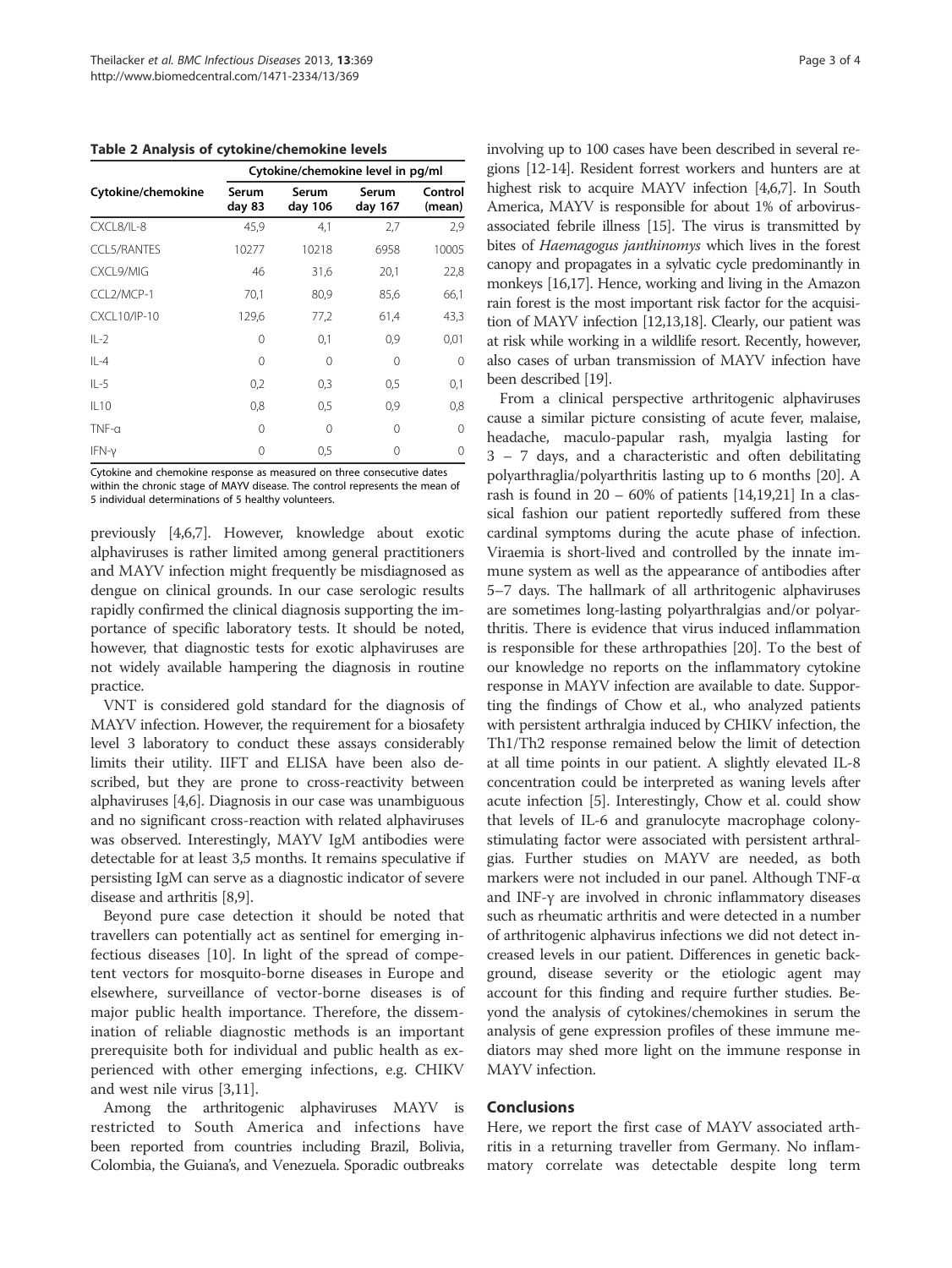**Table 2 Analysis of cytokine/chemokine levels**

| Cytokine/chemokine | Cytokine/chemokine level in pg/ml | | | |
|---|---|---|---|---|
| | Serum day 83 | Serum day 106 | Serum day 167 | Control (mean) |
| CXCL8/IL-8 | 45,9 | 4,1 | 2,7 | 2,9 |
| CCL5/RANTES | 10277 | 10218 | 6958 | 10005 |
| CXCL9/MIG | 46 | 31,6 | 20,1 | 22,8 |
| CCL2/MCP-1 | 70,1 | 80,9 | 85,6 | 66,1 |
| CXCL10/IP-10 | 129,6 | 77,2 | 61,4 | 43,3 |
| IL-2 | 0 | 0,1 | 0,9 | 0,01 |
| IL-4 | 0 | 0 | 0 | 0 |
| IL-5 | 0,2 | 0,3 | 0,5 | 0,1 |
| IL10 | 0,8 | 0,5 | 0,9 | 0,8 |
| TNF-α | 0 | 0 | 0 | 0 |
| IFN-γ | 0 | 0,5 | 0 | 0 |

Cytokine and chemokine response as measured on three consecutive dates within the chronic stage of MAYV disease. The control represents the mean of 5 individual determinations of 5 healthy volunteers.

previously [4,6,7]. However, knowledge about exotic alphaviruses is rather limited among general practitioners and MAYV infection might frequently be misdiagnosed as dengue on clinical grounds. In our case serologic results rapidly confirmed the clinical diagnosis supporting the importance of specific laboratory tests. It should be noted, however, that diagnostic tests for exotic alphaviruses are not widely available hampering the diagnosis in routine practice.

VNT is considered gold standard for the diagnosis of MAYV infection. However, the requirement for a biosafety level 3 laboratory to conduct these assays considerably limits their utility. IIFT and ELISA have been also described, but they are prone to cross-reactivity between alphaviruses [4,6]. Diagnosis in our case was unambiguous and no significant cross-reaction with related alphaviruses was observed. Interestingly, MAYV IgM antibodies were detectable for at least 3,5 months. It remains speculative if persisting IgM can serve as a diagnostic indicator of severe disease and arthritis [8,9].

Beyond pure case detection it should be noted that travellers can potentially act as sentinel for emerging infectious diseases [10]. In light of the spread of competent vectors for mosquito-borne diseases in Europe and elsewhere, surveillance of vector-borne diseases is of major public health importance. Therefore, the dissemination of reliable diagnostic methods is an important prerequisite both for individual and public health as experienced with other emerging infections, e.g. CHIKV and west nile virus [3,11].

Among the arthritogenic alphaviruses MAYV is restricted to South America and infections have been reported from countries including Brazil, Bolivia, Colombia, the Guiana's, and Venezuela. Sporadic outbreaks involving up to 100 cases have been described in several regions [12-14]. Resident forrest workers and hunters are at highest risk to acquire MAYV infection [4,6,7]. In South America, MAYV is responsible for about 1% of arbovirus-associated febrile illness [15]. The virus is transmitted by bites of *Haemagogus janthinomys* which lives in the forest canopy and propagates in a sylvatic cycle predominantly in monkeys [16,17]. Hence, working and living in the Amazon rain forest is the most important risk factor for the acquisition of MAYV infection [12,13,18]. Clearly, our patient was at risk while working in a wildlife resort. Recently, however, also cases of urban transmission of MAYV infection have been described [19].

From a clinical perspective arthritogenic alphaviruses cause a similar picture consisting of acute fever, malaise, headache, maculo-papular rash, myalgia lasting for 3 – 7 days, and a characteristic and often debilitating polyarthraglia/polyarthritis lasting up to 6 months [20]. A rash is found in 20 – 60% of patients [14,19,21] In a classical fashion our patient reportedly suffered from these cardinal symptoms during the acute phase of infection. Viraemia is short-lived and controlled by the innate immune system as well as the appearance of antibodies after 5–7 days. The hallmark of all arthritogenic alphaviruses are sometimes long-lasting polyarthralgias and/or polyarthritis. There is evidence that virus induced inflammation is responsible for these arthropathies [20]. To the best of our knowledge no reports on the inflammatory cytokine response in MAYV infection are available to date. Supporting the findings of Chow et al., who analyzed patients with persistent arthralgia induced by CHIKV infection, the Th1/Th2 response remained below the limit of detection at all time points in our patient. A slightly elevated IL-8 concentration could be interpreted as waning levels after acute infection [5]. Interestingly, Chow et al. could show that levels of IL-6 and granulocyte macrophage colony-stimulating factor were associated with persistent arthralgias. Further studies on MAYV are needed, as both markers were not included in our panel. Although TNF-α and INF-γ are involved in chronic inflammatory diseases such as rheumatic arthritis and were detected in a number of arthritogenic alphavirus infections we did not detect increased levels in our patient. Differences in genetic background, disease severity or the etiologic agent may account for this finding and require further studies. Beyond the analysis of cytokines/chemokines in serum the analysis of gene expression profiles of these immune mediators may shed more light on the immune response in MAYV infection.

## Conclusions

Here, we report the first case of MAYV associated arthritis in a returning traveller from Germany. No inflammatory correlate was detectable despite long term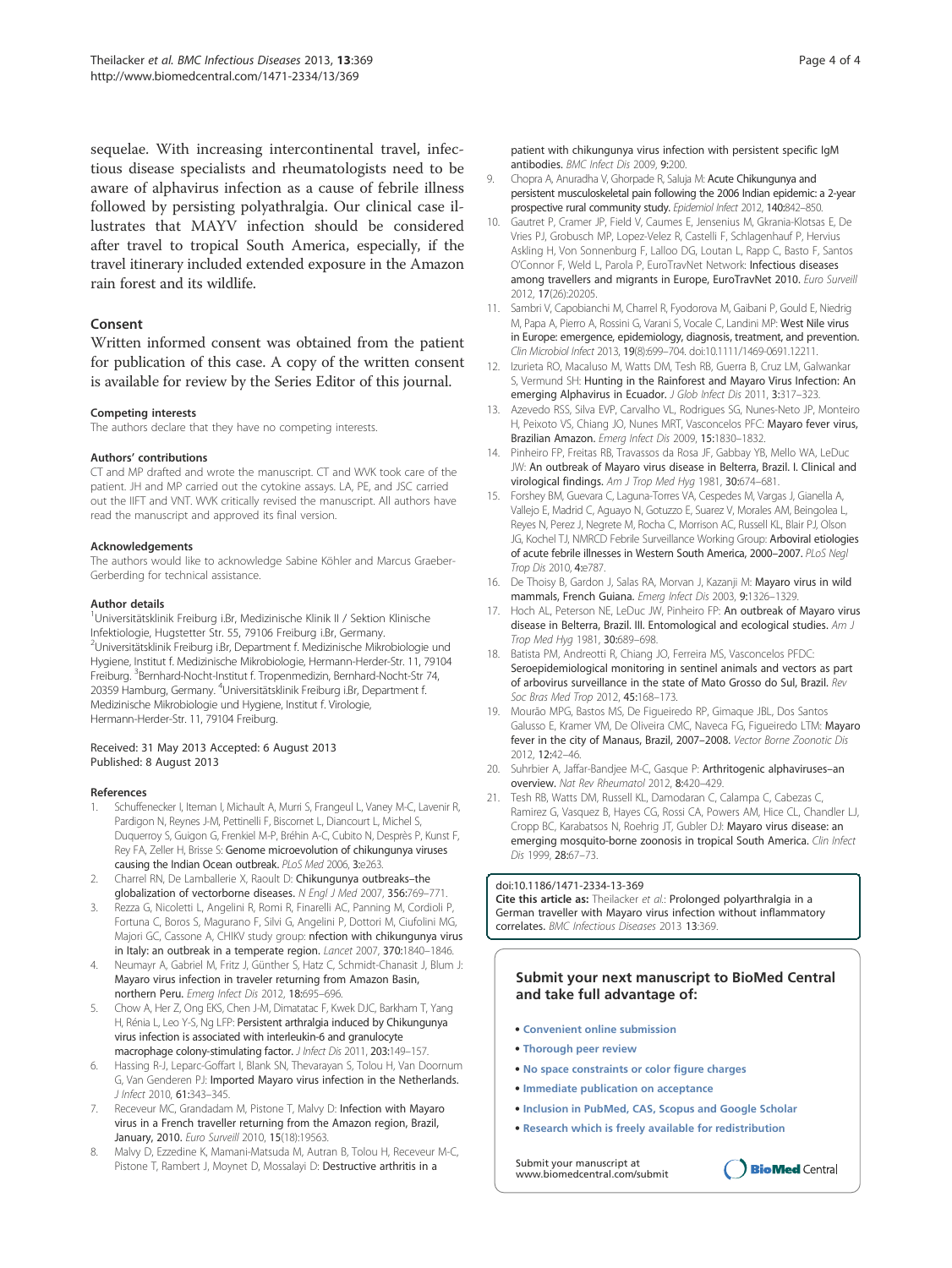sequelae. With increasing intercontinental travel, infectious disease specialists and rheumatologists need to be aware of alphavirus infection as a cause of febrile illness followed by persisting polyathralgia. Our clinical case illustrates that MAYV infection should be considered after travel to tropical South America, especially, if the travel itinerary included extended exposure in the Amazon rain forest and its wildlife.

## Consent

Written informed consent was obtained from the patient for publication of this case. A copy of the written consent is available for review by the Series Editor of this journal.

### Competing interests

The authors declare that they have no competing interests.

### Authors' contributions

CT and MP drafted and wrote the manuscript. CT and WVK took care of the patient. JH and MP carried out the cytokine assays. LA, PE, and JSC carried out the IIFT and VNT. WVK critically revised the manuscript. All authors have read the manuscript and approved its final version.

### Acknowledgements

The authors would like to acknowledge Sabine Köhler and Marcus Graeber-Gerberding for technical assistance.

### Author details

[1]Universitätsklinik Freiburg i.Br, Medizinische Klinik II / Sektion Klinische Infektiologie, Hugstetter Str. 55, 79106 Freiburg i.Br, Germany. [2]Universitätsklinik Freiburg i.Br, Department f. Medizinische Mikrobiologie und Hygiene, Institut f. Medizinische Mikrobiologie, Hermann-Herder-Str. 11, 79104 Freiburg. [3]Bernhard-Nocht-Institut f. Tropenmedizin, Bernhard-Nocht-Str 74, 20359 Hamburg, Germany. [4]Universitätsklinik Freiburg i.Br, Department f. Medizinische Mikrobiologie und Hygiene, Institut f. Virologie, Hermann-Herder-Str. 11, 79104 Freiburg.

Received: 31 May 2013 Accepted: 6 August 2013
Published: 8 August 2013

### References

1. Schuffenecker I, Iteman I, Michault A, Murri S, Frangeul L, Vaney M-C, Lavenir R, Pardigon N, Reynes J-M, Pettinelli F, Biscornet L, Diancourt L, Michel S, Duquerroy S, Guigon G, Frenkiel M-P, Bréhin A-C, Cubito N, Desprès P, Kunst F, Rey FA, Zeller H, Brisse S: **Genome microevolution of chikungunya viruses causing the Indian Ocean outbreak.** *PLoS Med* 2006, **3**:e263.
2. Charrel RN, De Lamballerie X, Raoult D: **Chikungunya outbreaks–the globalization of vectorborne diseases.** *N Engl J Med* 2007, **356**:769–771.
3. Rezza G, Nicoletti L, Angelini R, Romi R, Finarelli AC, Panning M, Cordioli P, Fortuna C, Boros S, Magurano F, Silvi G, Angelini P, Dottori M, Ciufolini MG, Majori GC, Cassone A, CHIKV study group: **nfection with chikungunya virus in Italy: an outbreak in a temperate region.** *Lancet* 2007, **370**:1840–1846.
4. Neumayr A, Gabriel M, Fritz J, Günther S, Hatz C, Schmidt-Chanasit J, Blum J: **Mayaro virus infection in traveler returning from Amazon Basin, northern Peru.** *Emerg Infect Dis* 2012, **18**:695–696.
5. Chow A, Her Z, Ong EKS, Chen J-M, Dimatatac F, Kwek DJC, Barkham T, Yang H, Rénia L, Leo Y-S, Ng LFP: **Persistent arthralgia induced by Chikungunya virus infection is associated with interleukin-6 and granulocyte macrophage colony-stimulating factor.** *J Infect Dis* 2011, **203**:149–157.
6. Hassing R-J, Leparc-Goffart I, Blank SN, Thevarayan S, Tolou H, Van Doornum G, Van Genderen PJ: **Imported Mayaro virus infection in the Netherlands.** *J Infect* 2010, **61**:343–345.
7. Receveur MC, Grandadam M, Pistone T, Malvy D: **Infection with Mayaro virus in a French traveller returning from the Amazon region, Brazil, January, 2010.** *Euro Surveill* 2010, **15**(18):19563.
8. Malvy D, Ezzedine K, Mamani-Matsuda M, Autran B, Tolou H, Receveur M-C, Pistone T, Rambert J, Moynet D, Mossalayi D: **Destructive arthritis in a patient with chikungunya virus infection with persistent specific IgM antibodies.** *BMC Infect Dis* 2009, **9**:200.
9. Chopra A, Anuradha V, Ghorpade R, Saluja M: **Acute Chikungunya and persistent musculoskeletal pain following the 2006 Indian epidemic: a 2-year prospective rural community study.** *Epidemiol Infect* 2012, **140**:842–850.
10. Gautret P, Cramer JP, Field V, Caumes E, Jensenius M, Gkrania-Klotsas E, De Vries PJ, Grobusch MP, Lopez-Velez R, Castelli F, Schlagenhauf P, Hervius Askling H, Von Sonnenburg F, Lalloo DG, Loutan L, Rapp C, Basto F, Santos O'Connor F, Weld L, Parola P, EuroTravNet Network: **Infectious diseases among travellers and migrants in Europe, EuroTravNet 2010.** *Euro Surveill* 2012, **17**(26):20205.
11. Sambri V, Capobianchi M, Charrel R, Fyodorova M, Gaibani P, Gould E, Niedrig M, Papa A, Pierro A, Rossini G, Varani S, Vocale C, Landini MP: **West Nile virus in Europe: emergence, epidemiology, diagnosis, treatment, and prevention.** *Clin Microbiol Infect* 2013, **19**(8):699–704. doi:10.1111/1469-0691.12211.
12. Izurieta RO, Macaluso M, Watts DM, Tesh RB, Guerra B, Cruz LM, Galwankar S, Vermund SH: **Hunting in the Rainforest and Mayaro Virus Infection: An emerging Alphavirus in Ecuador.** *J Glob Infect Dis* 2011, **3**:317–323.
13. Azevedo RSS, Silva EVP, Carvalho VL, Rodrigues SG, Nunes-Neto JP, Monteiro H, Peixoto VS, Chiang JO, Nunes MRT, Vasconcelos PFC: **Mayaro fever virus, Brazilian Amazon.** *Emerg Infect Dis* 2009, **15**:1830–1832.
14. Pinheiro FP, Freitas RB, Travassos da Rosa JF, Gabbay YB, Mello WA, LeDuc JW: **An outbreak of Mayaro virus disease in Belterra, Brazil. I. Clinical and virological findings.** *Am J Trop Med Hyg* 1981, **30**:674–681.
15. Forshey BM, Guevara C, Laguna-Torres VA, Cespedes M, Vargas J, Gianella A, Vallejo E, Madrid C, Aguayo N, Gotuzzo E, Suarez V, Morales AM, Beingolea L, Reyes N, Perez J, Negrete M, Rocha C, Morrison AC, Russell KL, Blair PJ, Olson JG, Kochel TJ, NMRCD Febrile Surveillance Working Group: **Arboviral etiologies of acute febrile illnesses in Western South America, 2000–2007.** *PLoS Negl Trop Dis* 2010, **4**:e787.
16. De Thoisy B, Gardon J, Salas RA, Morvan J, Kazanji M: **Mayaro virus in wild mammals, French Guiana.** *Emerg Infect Dis* 2003, **9**:1326–1329.
17. Hoch AL, Peterson NE, LeDuc JW, Pinheiro FP: **An outbreak of Mayaro virus disease in Belterra, Brazil. III. Entomological and ecological studies.** *Am J Trop Med Hyg* 1981, **30**:689–698.
18. Batista PM, Andreotti R, Chiang JO, Ferreira MS, Vasconcelos PFDC: **Seroepidemiological monitoring in sentinel animals and vectors as part of arbovirus surveillance in the state of Mato Grosso do Sul, Brazil.** *Rev Soc Bras Med Trop* 2012, **45**:168–173.
19. Mourão MPG, Bastos MS, De Figueiredo RP, Gimaque JBL, Dos Santos Galusso E, Kramer VM, De Oliveira CMC, Naveca FG, Figueiredo LTM: **Mayaro fever in the city of Manaus, Brazil, 2007–2008.** *Vector Borne Zoonotic Dis* 2012, **12**:42–46.
20. Suhrbier A, Jaffar-Bandjee M-C, Gasque P: **Arthritogenic alphaviruses–an overview.** *Nat Rev Rheumatol* 2012, **8**:420–429.
21. Tesh RB, Watts DM, Russell KL, Damodaran C, Calampa C, Cabezas C, Ramirez G, Vasquez B, Hayes CG, Rossi CA, Powers AM, Hice CL, Chandler LJ, Cropp BC, Karabatsos N, Roehrig JT, Gubler DJ: **Mayaro virus disease: an emerging mosquito-borne zoonosis in tropical South America.** *Clin Infect Dis* 1999, **28**:67–73.

doi:10.1186/1471-2334-13-369
**Cite this article as:** Theilacker *et al.*: Prolonged polyarthralgia in a German traveller with Mayaro virus infection without inflammatory correlates. *BMC Infectious Diseases* 2013 **13**:369.

**Submit your next manuscript to BioMed Central and take full advantage of:**

- **Convenient online submission**
- **Thorough peer review**
- **No space constraints or color figure charges**
- **Immediate publication on acceptance**
- **Inclusion in PubMed, CAS, Scopus and Google Scholar**
- **Research which is freely available for redistribution**

Submit your manuscript at
www.biomedcentral.com/submit

BioMed Central